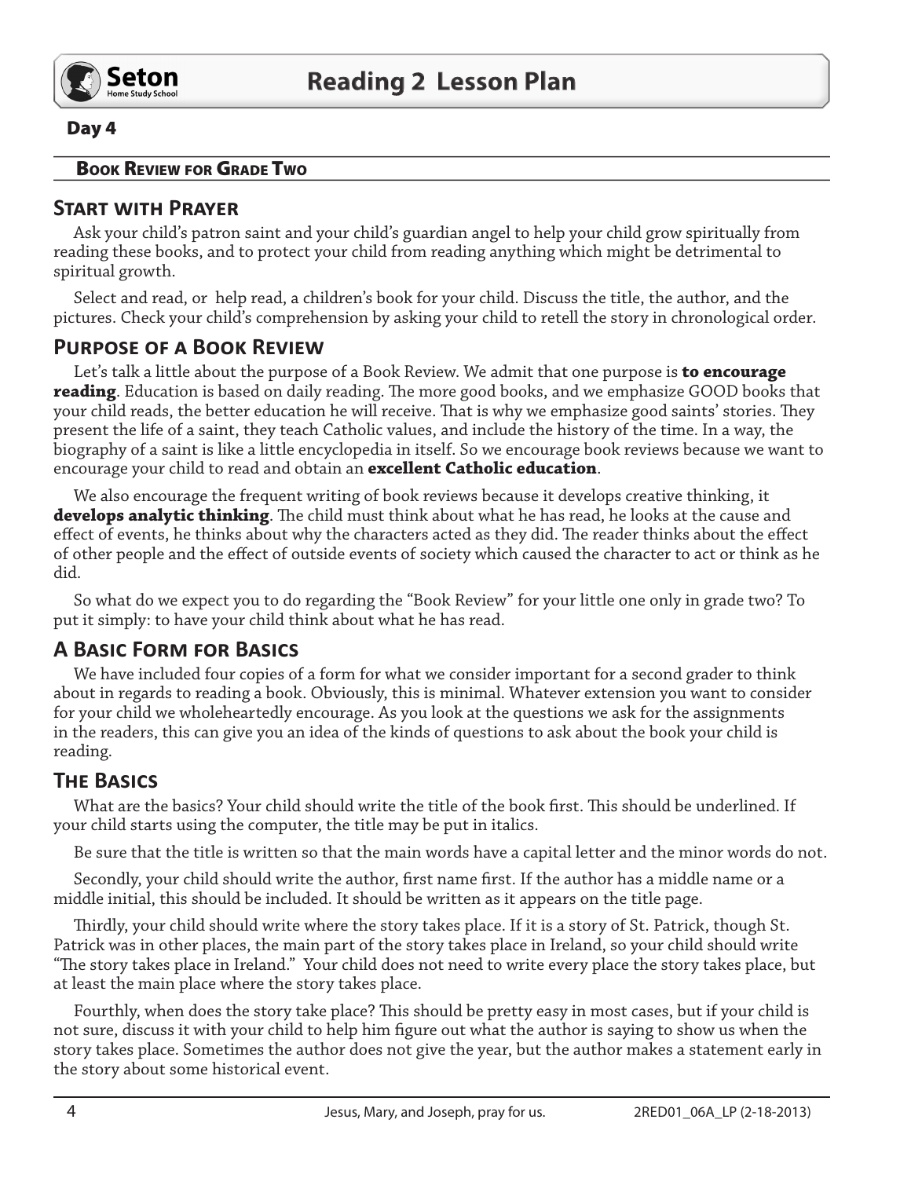## Day 4

### Book Review for Grade Two

## Start with Prayer

Ask your child's patron saint and your child's guardian angel to help your child grow spiritually from reading these books, and to protect your child from reading anything which might be detrimental to spiritual growth.

Select and read, or help read, a children's book for your child. Discuss the title, the author, and the pictures. Check your child's comprehension by asking your child to retell the story in chronological order.

## Purpose of a Book Review

Let's talk a little about the purpose of a Book Review. We admit that one purpose is **to encourage reading**. Education is based on daily reading. The more good books, and we emphasize GOOD books that your child reads, the better education he will receive. That is why we emphasize good saints' stories. They present the life of a saint, they teach Catholic values, and include the history of the time. In a way, the biography of a saint is like a little encyclopedia in itself. So we encourage book reviews because we want to encourage your child to read and obtain an **excellent Catholic education**.

We also encourage the frequent writing of book reviews because it develops creative thinking, it **develops analytic thinking**. The child must think about what he has read, he looks at the cause and effect of events, he thinks about why the characters acted as they did. The reader thinks about the effect of other people and the effect of outside events of society which caused the character to act or think as he did.

So what do we expect you to do regarding the "Book Review" for your little one only in grade two? To put it simply: to have your child think about what he has read.

## A Basic Form for Basics

We have included four copies of a form for what we consider important for a second grader to think about in regards to reading a book. Obviously, this is minimal. Whatever extension you want to consider for your child we wholeheartedly encourage. As you look at the questions we ask for the assignments in the readers, this can give you an idea of the kinds of questions to ask about the book your child is reading.

## The Basics

What are the basics? Your child should write the title of the book first. This should be underlined. If your child starts using the computer, the title may be put in italics.

Be sure that the title is written so that the main words have a capital letter and the minor words do not.

Secondly, your child should write the author, first name first. If the author has a middle name or a middle initial, this should be included. It should be written as it appears on the title page.

Thirdly, your child should write where the story takes place. If it is a story of St. Patrick, though St. Patrick was in other places, the main part of the story takes place in Ireland, so your child should write "The story takes place in Ireland." Your child does not need to write every place the story takes place, but at least the main place where the story takes place.

Fourthly, when does the story take place? This should be pretty easy in most cases, but if your child is not sure, discuss it with your child to help him figure out what the author is saying to show us when the story takes place. Sometimes the author does not give the year, but the author makes a statement early in the story about some historical event.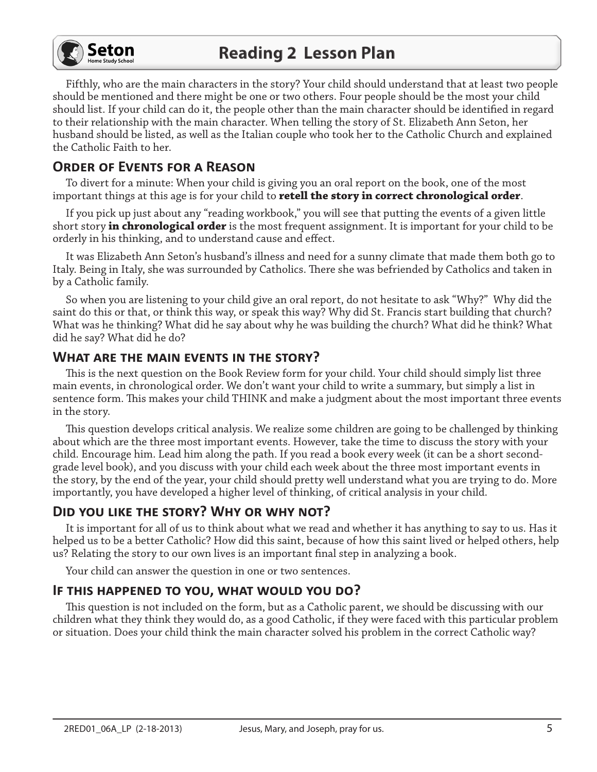Fifthly, who are the main characters in the story? Your child should understand that at least two people should be mentioned and there might be one or two others. Four people should be the most your child should list. If your child can do it, the people other than the main character should be identified in regard to their relationship with the main character. When telling the story of St. Elizabeth Ann Seton, her husband should be listed, as well as the Italian couple who took her to the Catholic Church and explained the Catholic Faith to her.

## Order of Events for a Reason

To divert for a minute: When your child is giving you an oral report on the book, one of the most important things at this age is for your child to **retell the story in correct chronological order**.

If you pick up just about any "reading workbook," you will see that putting the events of a given little short story **in chronological order** is the most frequent assignment. It is important for your child to be orderly in his thinking, and to understand cause and effect.

It was Elizabeth Ann Seton's husband's illness and need for a sunny climate that made them both go to Italy. Being in Italy, she was surrounded by Catholics. There she was befriended by Catholics and taken in by a Catholic family.

So when you are listening to your child give an oral report, do not hesitate to ask "Why?" Why did the saint do this or that, or think this way, or speak this way? Why did St. Francis start building that church? What was he thinking? What did he say about why he was building the church? What did he think? What did he say? What did he do?

## What are the main events in the story?

This is the next question on the Book Review form for your child. Your child should simply list three main events, in chronological order. We don't want your child to write a summary, but simply a list in sentence form. This makes your child THINK and make a judgment about the most important three events in the story.

This question develops critical analysis. We realize some children are going to be challenged by thinking about which are the three most important events. However, take the time to discuss the story with your child. Encourage him. Lead him along the path. If you read a book every week (it can be a short second-grade level book), and you discuss with your child each week about the three most important events in the story, by the end of the year, your child should pretty well understand what you are trying to do. More importantly, you have developed a higher level of thinking, of critical analysis in your child.

## Did you like the story? Why or why not?

It is important for all of us to think about what we read and whether it has anything to say to us. Has it helped us to be a better Catholic? How did this saint, because of how this saint lived or helped others, help us? Relating the story to our own lives is an important final step in analyzing a book.

Your child can answer the question in one or two sentences.

## If this happened to you, what would you do?

This question is not included on the form, but as a Catholic parent, we should be discussing with our children what they think they would do, as a good Catholic, if they were faced with this particular problem or situation. Does your child think the main character solved his problem in the correct Catholic way?